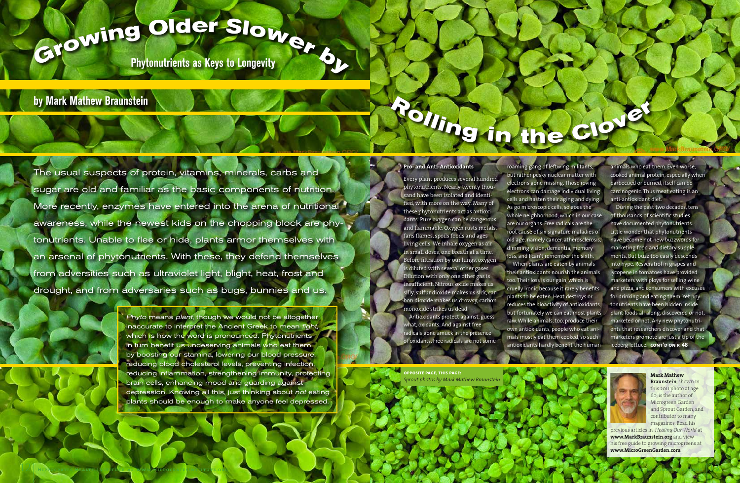# Growing Older Slower by Rolling in the Clover

## Phytonutrients as Keys to Longevity

**by Mark Mathew Braunstein**

The usual suspects of protein, vitamins, minerals, carbs and sugar are old and familiar as the basic components of nutrition. More recently, enzymes have entered into the arena of nutritional awareness, while the newest kids on the chopping block are phytonutrients. Unable to flee or hide, plants armor themselves with an arsenal of phytonutrients. With these, they defend themselves from adversities such as ultraviolet light, blight, heat, frost and drought, and from adversaries such as bugs, bunnies and us.

*Phyto* means *plant*, though we would not be altogether inaccurate to interpret the Ancient Greek to mean *fight*, which is how the word is pronounced. Phytonutrients in turn benefit us undeserving animals who eat them by boosting our stamina, lowering our blood pressure, reducing blood cholesterol levels, preventing infection, reducing inflammation, strengthening immunity, protecting brain cells, enhancing mood and guarding against depression. Knowing all this, just thinking about *not* eating plants should be enough to make anyone feel depressed.

**Pro- and Anti-Antioxidants**

Every plant produces several hundred phytonutrients. Nearly twenty thousand have been isolated and identified, with more on the way. Many of these phytonutrients act as antioxidants. Pure oxygen can be dangerous and flammable. Oxygen rusts metals, fans flames, spoils foods and ages living cells. We inhale oxygen as air in small doses, one breath at a time. Before filtration by our lungs, oxygen is diluted with several other gases. Dilution with only one other gas is insufficient. Nitrous oxide makes us silly, sulfur dioxide makes us sick, carbon dioxide makes us drowsy, carbon monoxide strikes us dead.

Antioxidants protect against, guess what, oxidants. And against free radicals gone amuck in the presence of oxidants. Free radicals are not some roaming gang of leftwing militants, but rather pesky nuclear matter with electrons gone missing. Those roving electrons can damage individual living cells and hasten their aging and dying. As go microscopic cells, so goes the whole neighborhood, which in our case are our organs. Free radicals are the root cause of six signature maladies of old age, namely cancer, atherosclerosis, dimming vision, dementia, memory loss, and I can't remember the sixth.

When plants are eaten by animals their antioxidants nourish the animals too. Their loss is our gain, which is cruelly ironic because it rarely benefits plants to be eaten. Heat destroys or reduces the bioactivity of antioxidants, but fortunately we can eat most plants raw. While animals, too, produce their own antioxidants, people who eat animals mostly eat them cooked, so such antioxidants hardly benefit the human animals who eat them. Even worse, cooked animal protein, especially when barbecued or burned, itself can be carcinogenic. Thus meat eating is an anti-antioxidant diet.

During the past two decades, tens of thousands of scientific studies have documented phytonutrients. Little wonder that phytonutrients have become hot new buzzwords for marketing food and dietary supplements. But buzz too easily descends into hype. Resveratrol in grapes and lycopene in tomatoes have provided marketers with ploys for selling wine and pizza, and consumers with excuses for drinking and eating them. Yet phytonutrients have been hidden inside plant foods all along, discovered or not, marketed or not. Any new phytonutrients that researchers discover and that marketers promote are just a tip of the iceberg lettuce. **CONT'D ON P. 48**

**OPPOSITE PAGE, THIS PAGE:**
*Sprout photos by Mark Mathew Braunstein*

**Mark Mathew Braunstein**, shown in this 2011 photo at age 60, is the author of Microgreen Garden and Sprout Garden, and contributor to many magazines. Read his previous articles in *Healing Our World* at **www.MarkBraunstein.org** and view his free guide to growing microgreens at **www.MicroGreenGarden.com**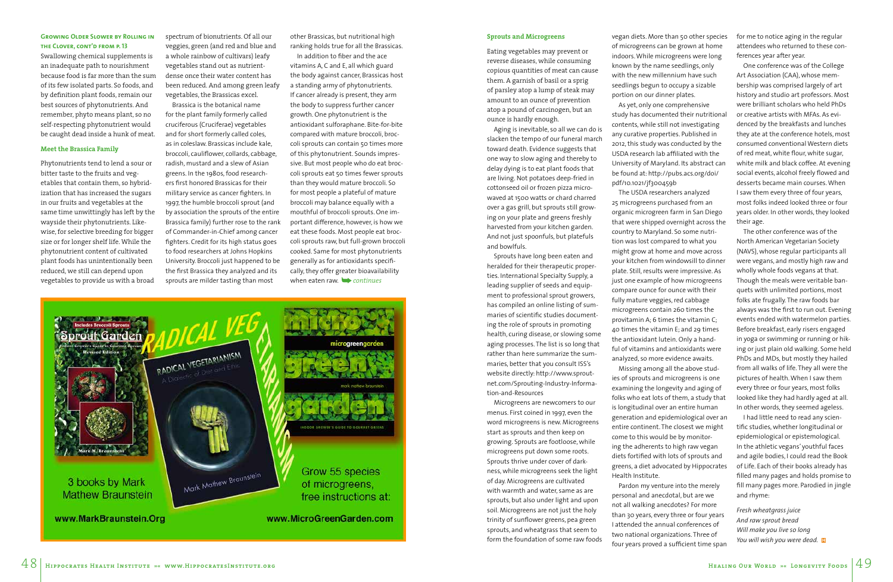**Growing Older Slower by Rolling in the Clover, cont'd from p. 13**

Swallowing chemical supplements is an inadequate path to nourishment because food is far more than the sum of its few isolated parts. So foods, and by definition plant foods, remain our best sources of phytonutrients. And remember, phyto means plant, so no self-respecting phytonutrient would be caught dead inside a hunk of meat.

### Meet the Brassica Family

Phytonutrients tend to lend a sour or bitter taste to the fruits and vegetables that contain them, so hybridization that has increased the sugars in our fruits and vegetables at the same time unwittingly has left by the wayside their phytonutrients. Likewise, for selective breeding for bigger size or for longer shelf life. While the phytonutrient content of cultivated plant foods has unintentionally been reduced, we still can depend upon vegetables to provide us with a broad spectrum of bionutrients. Of all our veggies, green (and red and blue and a whole rainbow of cultivars) leafy vegetables stand out as nutrient-dense once their water content has been reduced. And among green leafy vegetables, the Brassicas excel.

Brassica is the botanical name for the plant family formerly called cruciferous (Cruciferae) vegetables and for short formerly called coles, as in coleslaw. Brassicas include kale, broccoli, cauliflower, collards, cabbage, radish, mustard and a slew of Asian greens. In the 1980s, food researchers first honored Brassicas for their military service as cancer fighters. In 1997, the humble broccoli sprout (and by association the sprouts of the entire Brassica family) further rose to the rank of Commander-in-Chief among cancer fighters. Credit for its high status goes to food researchers at Johns Hopkins University. Broccoli just happened to be the first Brassica they analyzed and its sprouts are milder tasting than most other Brassicas, but nutritional high ranking holds true for all the Brassicas.

In addition to fiber and the ace vitamins A, C and E, all which guard the body against cancer, Brassicas host a standing army of phytonutrients. If cancer already is present, they arm the body to suppress further cancer growth. One phytonutrient is the antioxidant sulforaphane. Bite-for-bite compared with mature broccoli, broccoli sprouts can contain 50 times more of this phytonutrient. Sounds impressive. But most people who do eat broccoli sprouts eat 50 times fewer sprouts than they would mature broccoli. So for most people a plateful of mature broccoli may balance equally with a mouthful of broccoli sprouts. One important difference, however, is how we eat these foods. Most people eat broccoli sprouts raw, but full-grown broccoli cooked. Same for most phytonutrients generally as for antioxidants specifically, they offer greater bioavailability when eaten raw. *continues*

Includes Broccoli Sprouts
Sprout Garden
Indoor Grower's Guide to Gourmet Sprouts
Revised Edition
Mark M. Braunstein

RADICAL VEGETARIANISM
RADICAL VEGETARIANISM
A Dialectic of Diet and Ethic
Mark Mathew Braunstein

microgreengarden
micro green garden
mark mathew braunstein
INDOOR GROWER'S GUIDE TO GOURMET GREENS

3 books by Mark Mathew Braunstein

Grow 55 species of microgreens, free instructions at:

www.MarkBraunstein.Org

www.MicroGreenGarden.com

### Sprouts and Microgreens

Eating vegetables may prevent or reverse diseases, while consuming copious quantities of meat can cause them. A garnish of basil or a sprig of parsley atop a lump of steak may amount to an ounce of prevention atop a pound of carcinogen, but an ounce is hardly enough.

Aging is inevitable, so all we can do is slacken the tempo of our funeral march toward death. Evidence suggests that one way to slow aging and thereby to delay dying is to eat plant foods that are living. Not potatoes deep-fried in cottonseed oil or frozen pizza microwaved at 1500 watts or chard charred over a gas grill, but sprouts still growing on your plate and greens freshly harvested from your kitchen garden. And not just spoonfuls, but platefuls and bowlfuls.

Sprouts have long been eaten and heralded for their therapeutic properties. International Specialty Supply, a leading supplier of seeds and equipment to professional sprout growers, has compiled an online listing of summaries of scientific studies documenting the role of sprouts in promoting health, curing disease, or slowing some aging processes. The list is so long that rather than here summarize the summaries, better that you consult ISS's website directly: http://www.sproutnet.com/Sprouting-Industry-Information-and-Resources

Microgreens are newcomers to our menus. First coined in 1997, even the word microgreens is new. Microgreens start as sprouts and then keep on growing. Sprouts are footloose, while microgreens put down some roots. Sprouts thrive under cover of darkness, while microgreens seek the light of day. Microgreens are cultivated with warmth and water, same as are sprouts, but also under light and upon soil. Microgreens are not just the holy trinity of sunflower greens, pea green sprouts, and wheatgrass that seem to form the foundation of some raw foods vegan diets. More than 50 other species of microgreens can be grown at home indoors. While microgreens were long known by the name seedlings, only with the new millennium have such seedlings begun to occupy a sizable portion on our dinner plates.

As yet, only one comprehensive study has documented their nutritional contents, while still not investigating any curative properties. Published in 2012, this study was conducted by the USDA research lab affiliated with the University of Maryland. Its abstract can be found at: http://pubs.acs.org/doi/pdf/10.1021/jf300459b

The USDA researchers analyzed 25 microgreens purchased from an organic microgreen farm in San Diego that were shipped overnight across the country to Maryland. So some nutrition was lost compared to what you might grow at home and move across your kitchen from windowsill to dinner plate. Still, results were impressive. As just one example of how microgreens compare ounce for ounce with their fully mature veggies, red cabbage microgreens contain 260 times the provitamin A; 6 times the vitamin C; 40 times the vitamin E; and 29 times the antioxidant lutein. Only a handful of vitamins and antioxidants were analyzed, so more evidence awaits.

Missing among all the above studies of sprouts and microgreens is one examining the longevity and aging of folks who eat lots of them, a study that is longitudinal over an entire human generation and epidemiological over an entire continent. The closest we might come to this would be by monitoring the adherents to high raw vegan diets fortified with lots of sprouts and greens, a diet advocated by Hippocrates Health Institute.

Pardon my venture into the merely personal and anecdotal, but are we not all walking anecdotes? For more than 30 years, every three or four years I attended the annual conferences of two national organizations. Three of four years proved a sufficient time span for me to notice aging in the regular attendees who returned to these conferences year after year.

One conference was of the College Art Association (CAA), whose membership was comprised largely of art history and studio art professors. Most were brilliant scholars who held PhDs or creative artists with MFAs. As evidenced by the breakfasts and lunches they ate at the conference hotels, most consumed conventional Western diets of red meat, white flour, white sugar, white milk and black coffee. At evening social events, alcohol freely flowed and desserts became main courses. When I saw them every three of four years, most folks indeed looked three or four years older. In other words, they looked their age.

The other conference was of the North American Vegetarian Society (NAVS), whose regular participants all were vegans, and mostly high raw and wholly whole foods vegans at that. Though the meals were veritable banquets with unlimited portions, most folks ate frugally. The raw foods bar always was the first to run out. Evening events ended with watermelon parties. Before breakfast, early risers engaged in yoga or swimming or running or hiking or just plain old walking. Some held PhDs and MDs, but mostly they hailed from all walks of life. They all were the pictures of health. When I saw them every three or four years, most folks looked like they had hardly aged at all. In other words, they seemed ageless.

I had little need to read any scientific studies, whether longitudinal or epidemiological or epistemological. In the athletic vegans' youthful faces and agile bodies, I could read the Book of Life. Each of their books already has filled many pages and holds promise to fill many pages more. Parodied in jingle and rhyme:

*Fresh wheatgrass juice*
*And raw sprout bread*
*Will make you live so long*
*You will wish you were dead.*